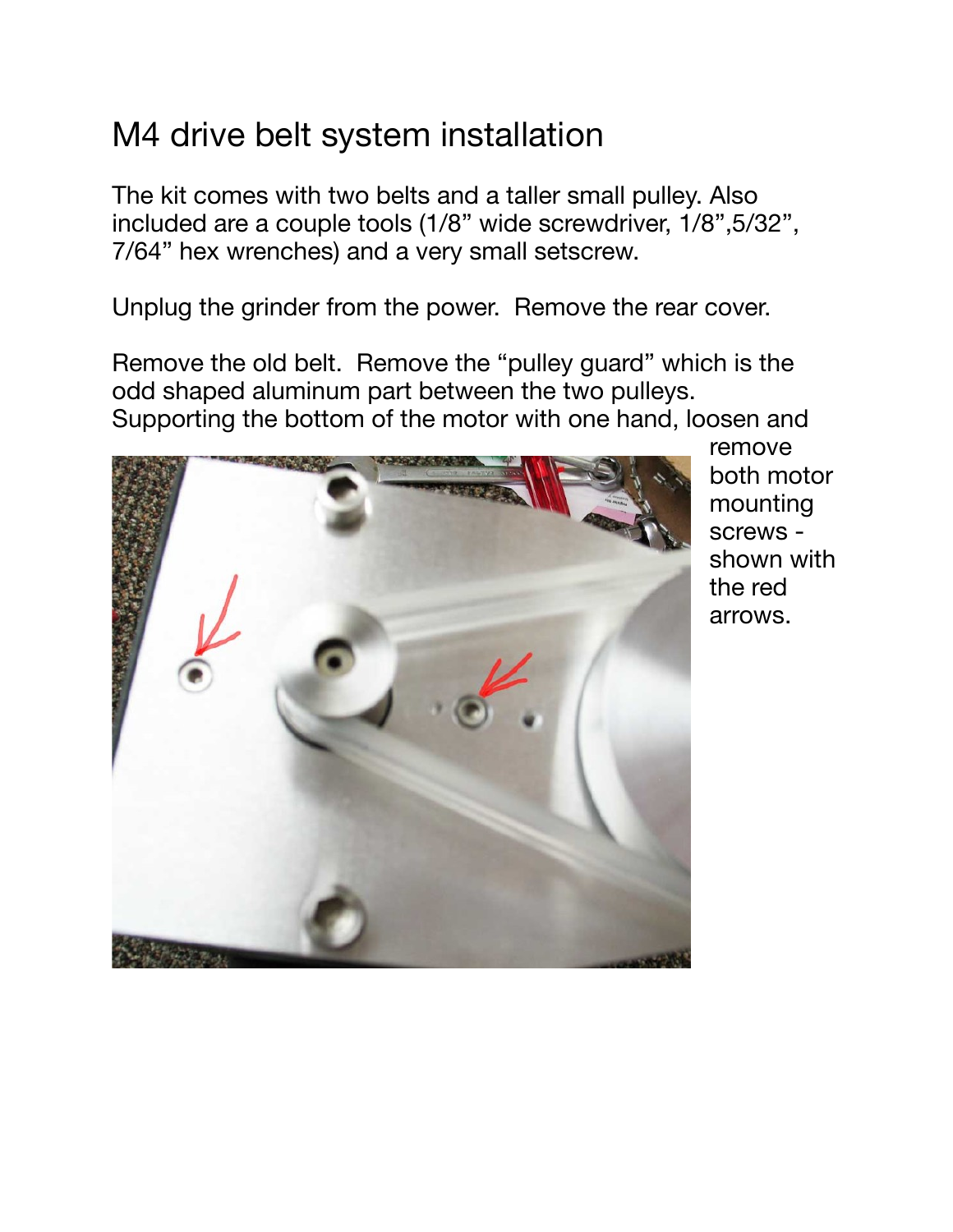# M4 drive belt system installation

The kit comes with two belts and a taller small pulley. Also included are a couple tools (1/8" wide screwdriver, 1/8",5/32", 7/64" hex wrenches) and a very small setscrew.

Unplug the grinder from the power. Remove the rear cover.

Remove the old belt. Remove the "pulley guard" which is the odd shaped aluminum part between the two pulleys. Supporting the bottom of the motor with one hand, loosen and remove both motor mounting screws - shown with the red arrows.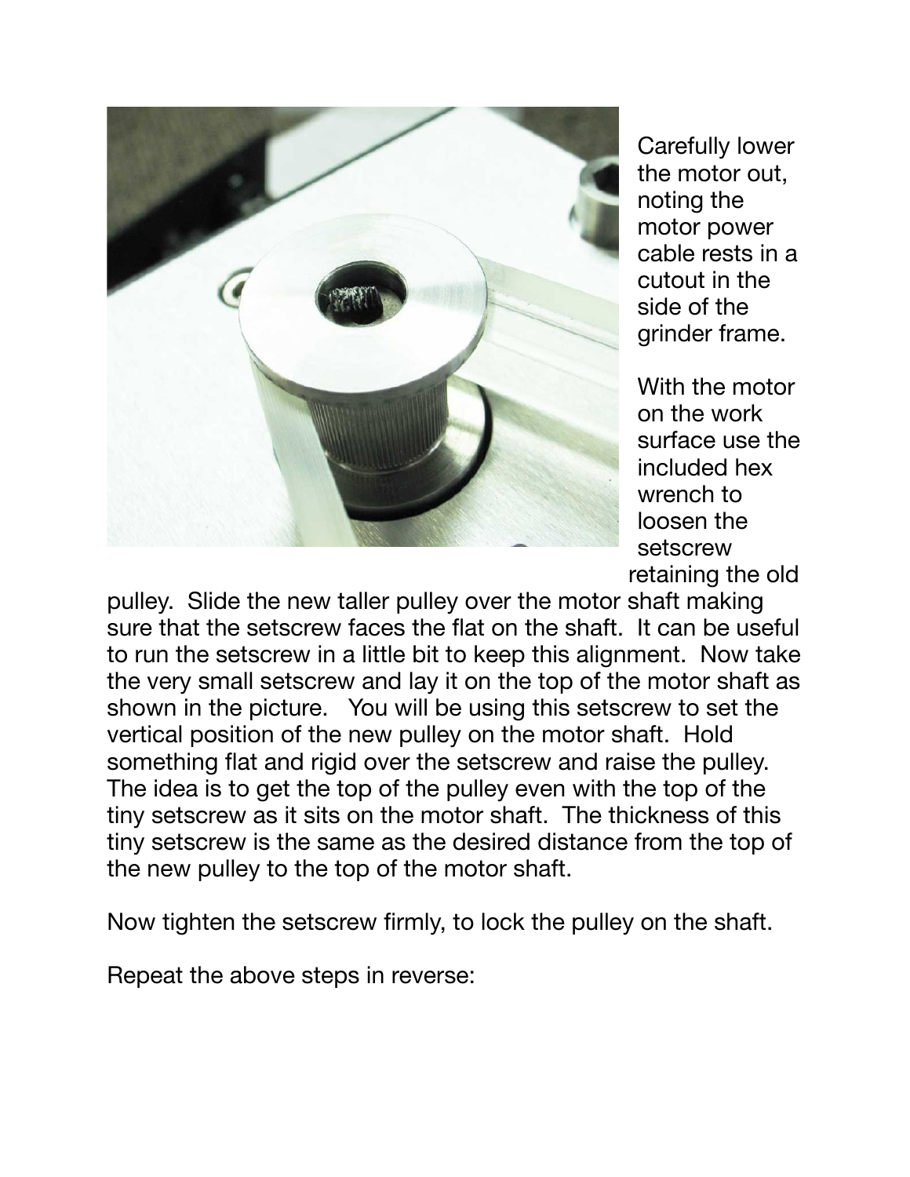Carefully lower the motor out, noting the motor power cable rests in a cutout in the side of the grinder frame.

With the motor on the work surface use the included hex wrench to loosen the setscrew retaining the old pulley. Slide the new taller pulley over the motor shaft making sure that the setscrew faces the flat on the shaft. It can be useful to run the setscrew in a little bit to keep this alignment. Now take the very small setscrew and lay it on the top of the motor shaft as shown in the picture. You will be using this setscrew to set the vertical position of the new pulley on the motor shaft. Hold something flat and rigid over the setscrew and raise the pulley. The idea is to get the top of the pulley even with the top of the tiny setscrew as it sits on the motor shaft. The thickness of this tiny setscrew is the same as the desired distance from the top of the new pulley to the top of the motor shaft.

Now tighten the setscrew firmly, to lock the pulley on the shaft.

Repeat the above steps in reverse: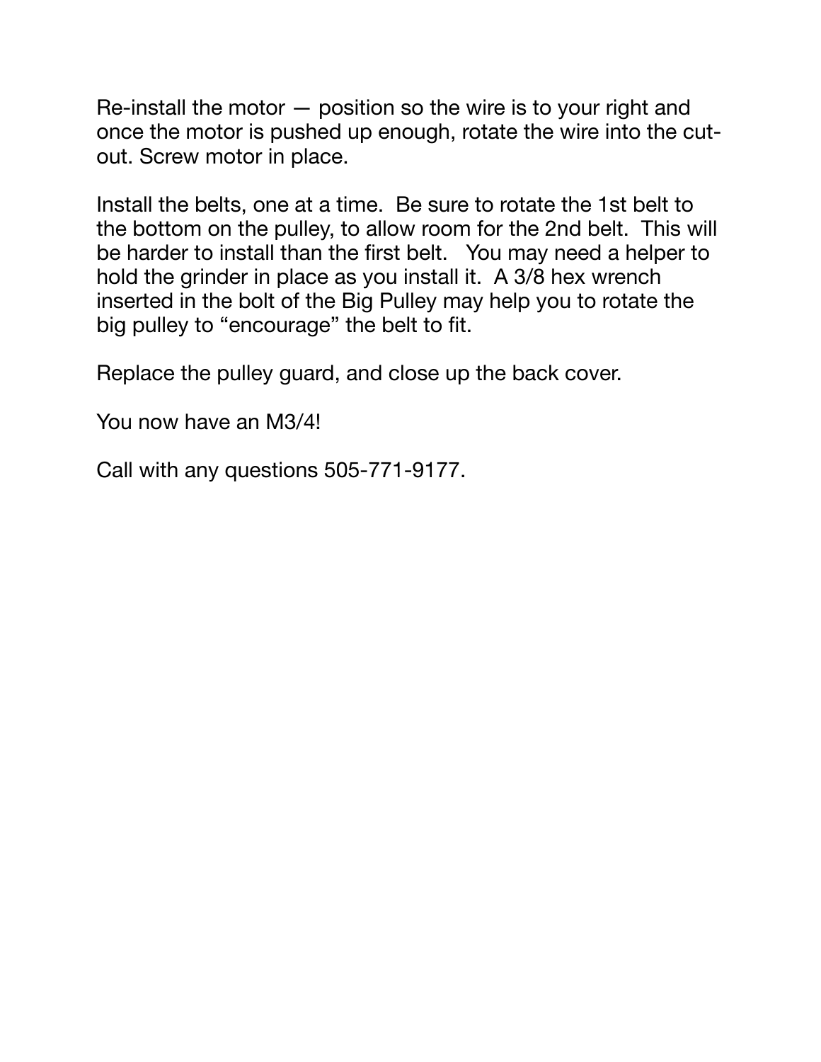Re-install the motor — position so the wire is to your right and once the motor is pushed up enough, rotate the wire into the cut-out. Screw motor in place.

Install the belts, one at a time.  Be sure to rotate the 1st belt to the bottom on the pulley, to allow room for the 2nd belt.  This will be harder to install than the first belt.   You may need a helper to hold the grinder in place as you install it.  A 3/8 hex wrench inserted in the bolt of the Big Pulley may help you to rotate the big pulley to "encourage" the belt to fit.

Replace the pulley guard, and close up the back cover.

You now have an M3/4!

Call with any questions 505-771-9177.